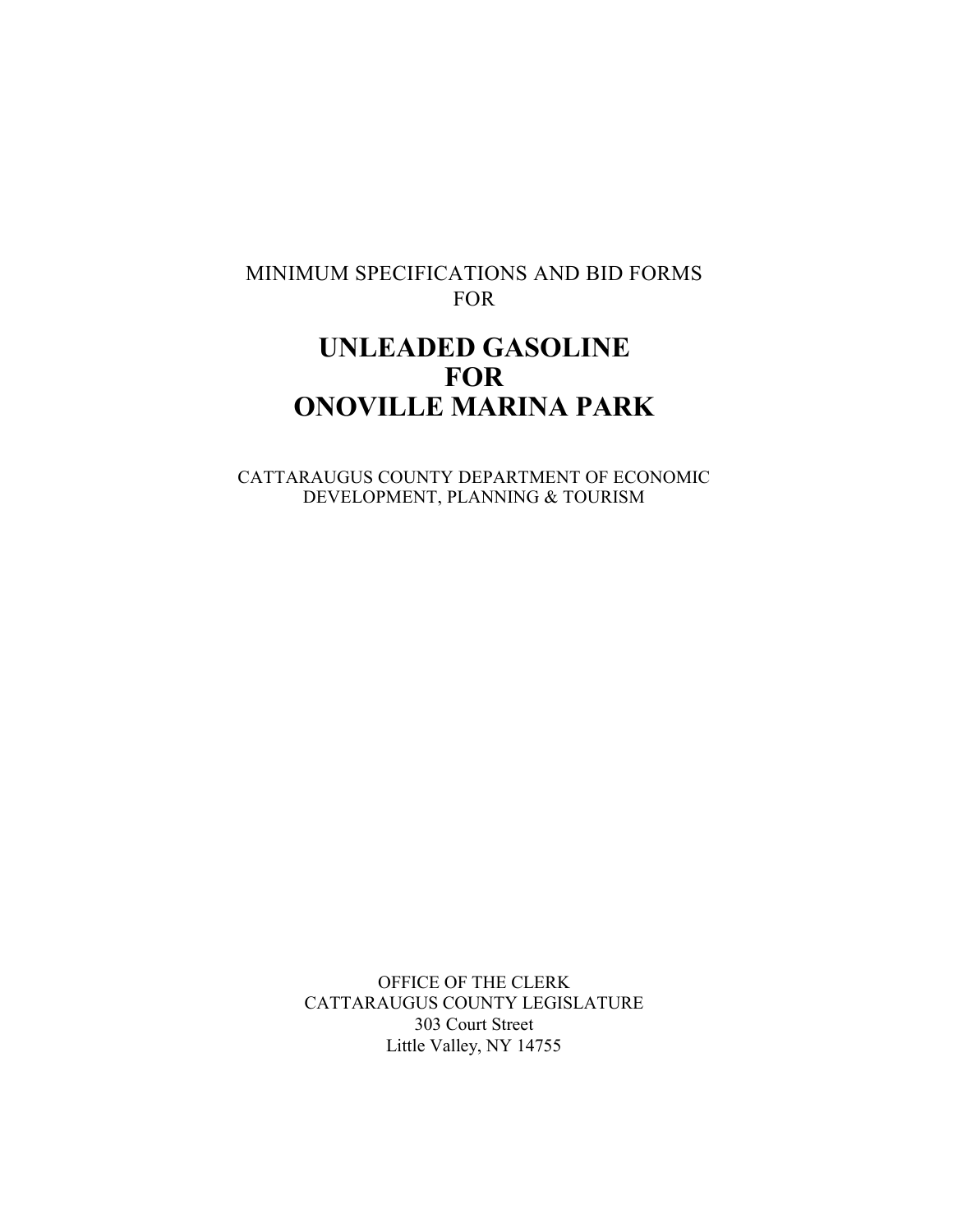MINIMUM SPECIFICATIONS AND BID FORMS
FOR

# UNLEADED GASOLINE
# FOR
# ONOVILLE MARINA PARK

CATTARAUGUS COUNTY DEPARTMENT OF ECONOMIC DEVELOPMENT, PLANNING & TOURISM

OFFICE OF THE CLERK
CATTARAUGUS COUNTY LEGISLATURE
303 Court Street
Little Valley, NY 14755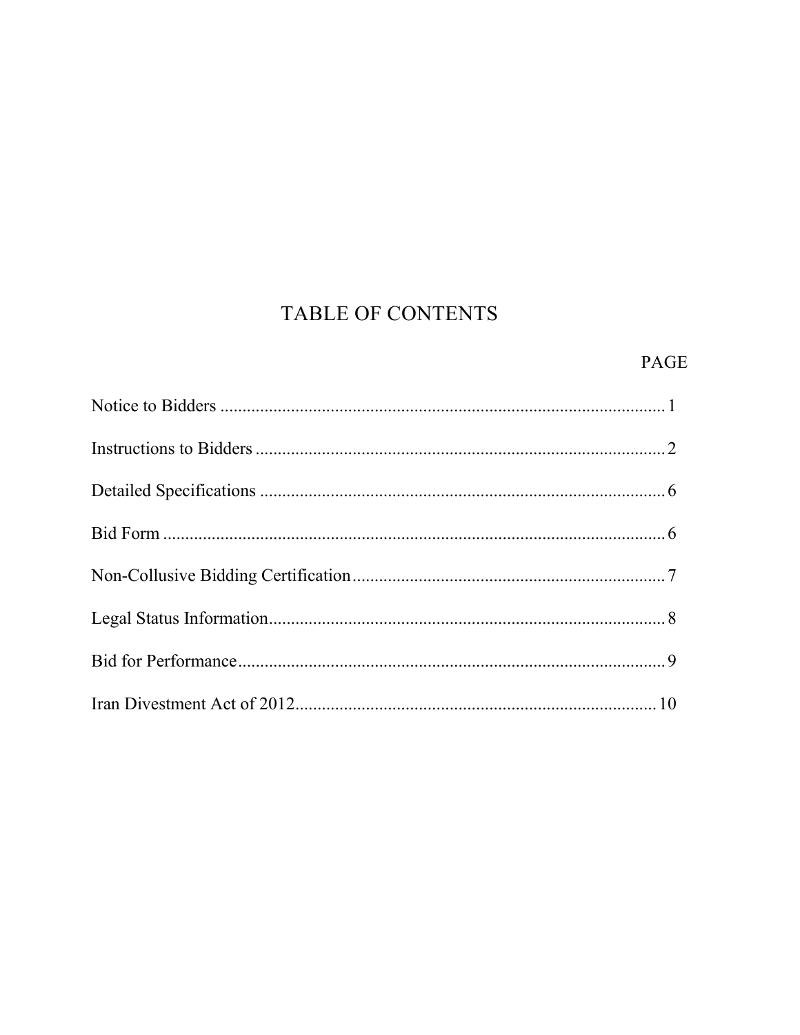# TABLE OF CONTENTS

| | PAGE |
|---|---|
| Notice to Bidders | 1 |
| Instructions to Bidders | 2 |
| Detailed Specifications | 6 |
| Bid Form | 6 |
| Non-Collusive Bidding Certification | 7 |
| Legal Status Information | 8 |
| Bid for Performance | 9 |
| Iran Divestment Act of 2012 | 10 |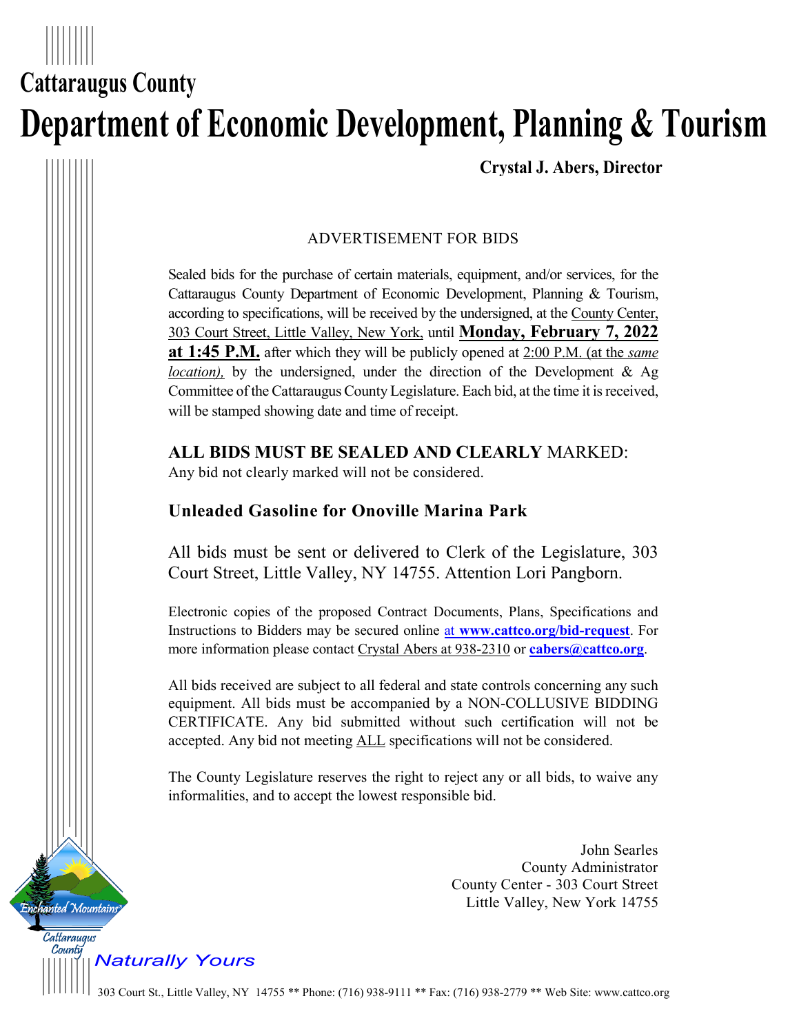# Cattaraugus County

# Department of Economic Development, Planning & Tourism

**Crystal J. Abers, Director**

ADVERTISEMENT FOR BIDS

Sealed bids for the purchase of certain materials, equipment, and/or services, for the Cattaraugus County Department of Economic Development, Planning & Tourism, according to specifications, will be received by the undersigned, at the County Center, 303 Court Street, Little Valley, New York, until **Monday, February 7, 2022 at 1:45 P.M.** after which they will be publicly opened at 2:00 P.M. (at the *same location),* by the undersigned, under the direction of the Development & Ag Committee of the Cattaraugus County Legislature. Each bid, at the time it is received, will be stamped showing date and time of receipt.

**ALL BIDS MUST BE SEALED AND CLEARLY** MARKED:
Any bid not clearly marked will not be considered.

**Unleaded Gasoline for Onoville Marina Park**

All bids must be sent or delivered to Clerk of the Legislature, 303 Court Street, Little Valley, NY 14755. Attention Lori Pangborn.

Electronic copies of the proposed Contract Documents, Plans, Specifications and Instructions to Bidders may be secured online at **www.cattco.org/bid-request**. For more information please contact Crystal Abers at 938-2310 or **cabers@cattco.org**.

All bids received are subject to all federal and state controls concerning any such equipment. All bids must be accompanied by a NON-COLLUSIVE BIDDING CERTIFICATE. Any bid submitted without such certification will not be accepted. Any bid not meeting ALL specifications will not be considered.

The County Legislature reserves the right to reject any or all bids, to waive any informalities, and to accept the lowest responsible bid.

John Searles
County Administrator
County Center - 303 Court Street
Little Valley, New York 14755

Enchanted Mountains Cattaraugus County *Naturally Yours*

303 Court St., Little Valley, NY 14755 ** Phone: (716) 938-9111 ** Fax: (716) 938-2779 ** Web Site: www.cattco.org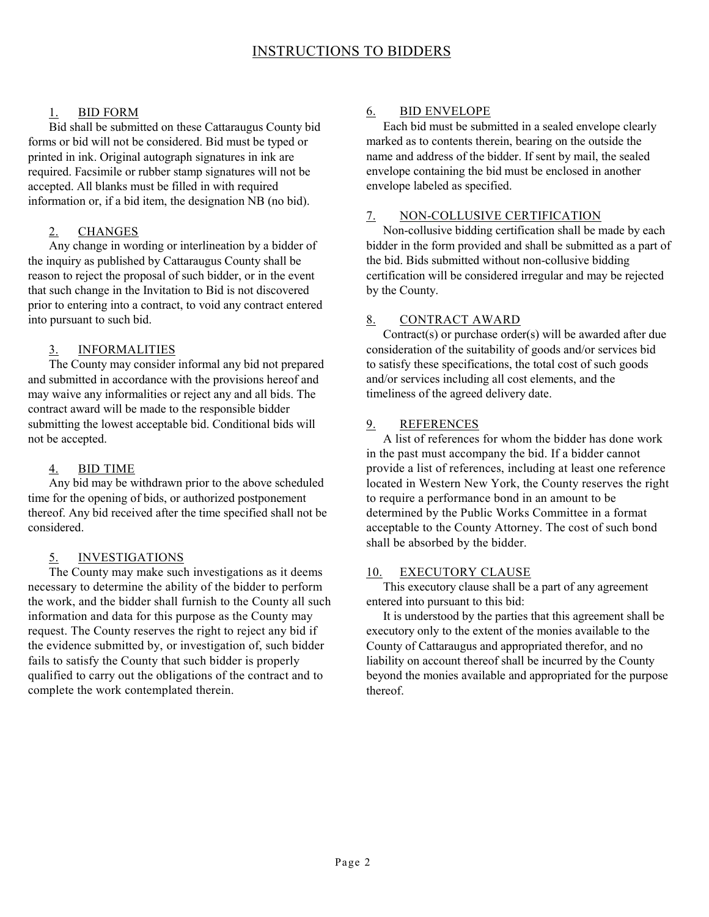# INSTRUCTIONS TO BIDDERS

## 1. BID FORM

Bid shall be submitted on these Cattaraugus County bid forms or bid will not be considered. Bid must be typed or printed in ink. Original autograph signatures in ink are required. Facsimile or rubber stamp signatures will not be accepted. All blanks must be filled in with required information or, if a bid item, the designation NB (no bid).

## 2. CHANGES

Any change in wording or interlineation by a bidder of the inquiry as published by Cattaraugus County shall be reason to reject the proposal of such bidder, or in the event that such change in the Invitation to Bid is not discovered prior to entering into a contract, to void any contract entered into pursuant to such bid.

## 3. INFORMALITIES

The County may consider informal any bid not prepared and submitted in accordance with the provisions hereof and may waive any informalities or reject any and all bids. The contract award will be made to the responsible bidder submitting the lowest acceptable bid. Conditional bids will not be accepted.

## 4. BID TIME

Any bid may be withdrawn prior to the above scheduled time for the opening of bids, or authorized postponement thereof. Any bid received after the time specified shall not be considered.

## 5. INVESTIGATIONS

The County may make such investigations as it deems necessary to determine the ability of the bidder to perform the work, and the bidder shall furnish to the County all such information and data for this purpose as the County may request. The County reserves the right to reject any bid if the evidence submitted by, or investigation of, such bidder fails to satisfy the County that such bidder is properly qualified to carry out the obligations of the contract and to complete the work contemplated therein.

## 6. BID ENVELOPE

Each bid must be submitted in a sealed envelope clearly marked as to contents therein, bearing on the outside the name and address of the bidder. If sent by mail, the sealed envelope containing the bid must be enclosed in another envelope labeled as specified.

## 7. NON-COLLUSIVE CERTIFICATION

Non-collusive bidding certification shall be made by each bidder in the form provided and shall be submitted as a part of the bid. Bids submitted without non-collusive bidding certification will be considered irregular and may be rejected by the County.

## 8. CONTRACT AWARD

Contract(s) or purchase order(s) will be awarded after due consideration of the suitability of goods and/or services bid to satisfy these specifications, the total cost of such goods and/or services including all cost elements, and the timeliness of the agreed delivery date.

## 9. REFERENCES

A list of references for whom the bidder has done work in the past must accompany the bid. If a bidder cannot provide a list of references, including at least one reference located in Western New York, the County reserves the right to require a performance bond in an amount to be determined by the Public Works Committee in a format acceptable to the County Attorney. The cost of such bond shall be absorbed by the bidder.

## 10. EXECUTORY CLAUSE

This executory clause shall be a part of any agreement entered into pursuant to this bid:

It is understood by the parties that this agreement shall be executory only to the extent of the monies available to the County of Cattaraugus and appropriated therefor, and no liability on account thereof shall be incurred by the County beyond the monies available and appropriated for the purpose thereof.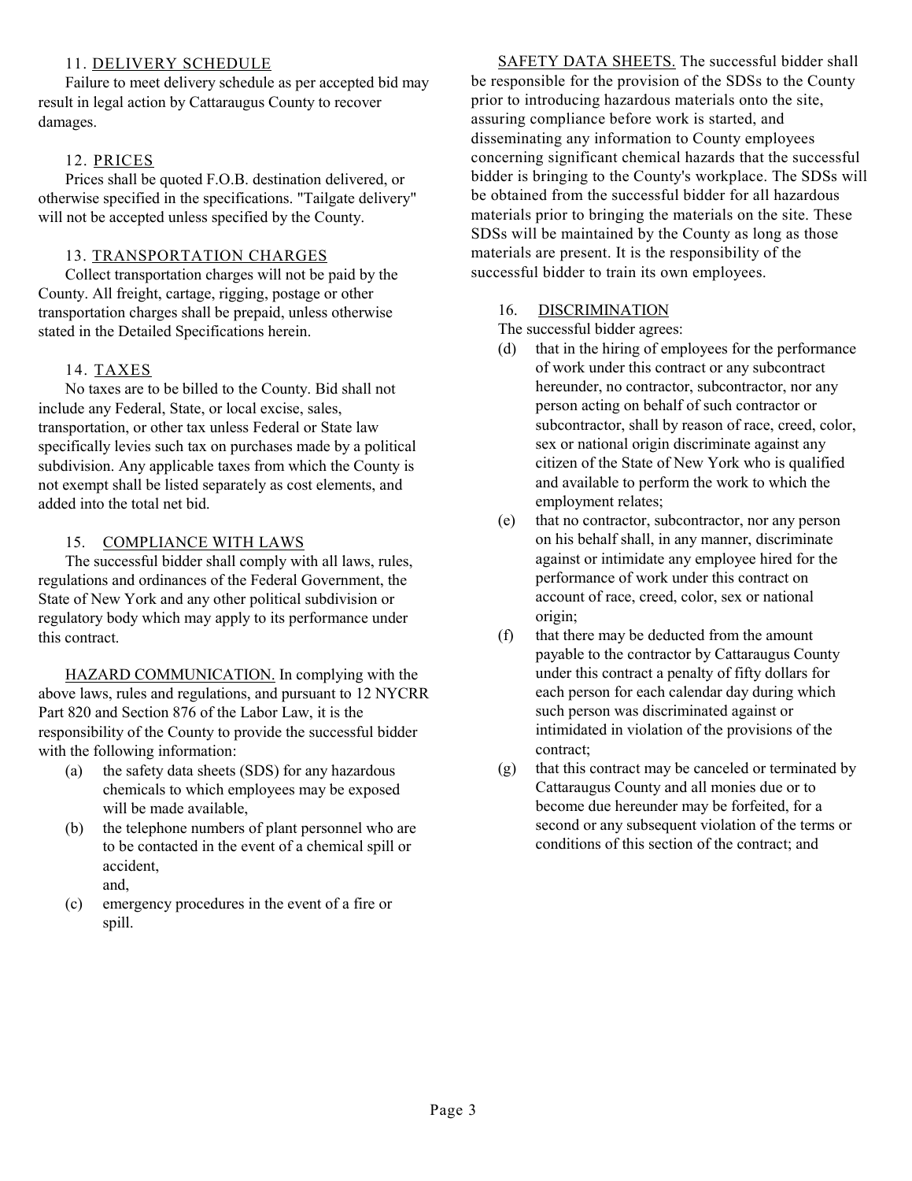### 11. DELIVERY SCHEDULE

Failure to meet delivery schedule as per accepted bid may result in legal action by Cattaraugus County to recover damages.

### 12. PRICES

Prices shall be quoted F.O.B. destination delivered, or otherwise specified in the specifications. "Tailgate delivery" will not be accepted unless specified by the County.

### 13. TRANSPORTATION CHARGES

Collect transportation charges will not be paid by the County. All freight, cartage, rigging, postage or other transportation charges shall be prepaid, unless otherwise stated in the Detailed Specifications herein.

### 14. TAXES

No taxes are to be billed to the County. Bid shall not include any Federal, State, or local excise, sales, transportation, or other tax unless Federal or State law specifically levies such tax on purchases made by a political subdivision. Any applicable taxes from which the County is not exempt shall be listed separately as cost elements, and added into the total net bid.

### 15. COMPLIANCE WITH LAWS

The successful bidder shall comply with all laws, rules, regulations and ordinances of the Federal Government, the State of New York and any other political subdivision or regulatory body which may apply to its performance under this contract.

HAZARD COMMUNICATION. In complying with the above laws, rules and regulations, and pursuant to 12 NYCRR Part 820 and Section 876 of the Labor Law, it is the responsibility of the County to provide the successful bidder with the following information:

(a) the safety data sheets (SDS) for any hazardous chemicals to which employees may be exposed will be made available,

(b) the telephone numbers of plant personnel who are to be contacted in the event of a chemical spill or accident, and,

(c) emergency procedures in the event of a fire or spill.

SAFETY DATA SHEETS. The successful bidder shall be responsible for the provision of the SDSs to the County prior to introducing hazardous materials onto the site, assuring compliance before work is started, and disseminating any information to County employees concerning significant chemical hazards that the successful bidder is bringing to the County's workplace. The SDSs will be obtained from the successful bidder for all hazardous materials prior to bringing the materials on the site. These SDSs will be maintained by the County as long as those materials are present. It is the responsibility of the successful bidder to train its own employees.

### 16. DISCRIMINATION

The successful bidder agrees:

(d) that in the hiring of employees for the performance of work under this contract or any subcontract hereunder, no contractor, subcontractor, nor any person acting on behalf of such contractor or subcontractor, shall by reason of race, creed, color, sex or national origin discriminate against any citizen of the State of New York who is qualified and available to perform the work to which the employment relates;

(e) that no contractor, subcontractor, nor any person on his behalf shall, in any manner, discriminate against or intimidate any employee hired for the performance of work under this contract on account of race, creed, color, sex or national origin;

(f) that there may be deducted from the amount payable to the contractor by Cattaraugus County under this contract a penalty of fifty dollars for each person for each calendar day during which such person was discriminated against or intimidated in violation of the provisions of the contract;

(g) that this contract may be canceled or terminated by Cattaraugus County and all monies due or to become due hereunder may be forfeited, for a second or any subsequent violation of the terms or conditions of this section of the contract; and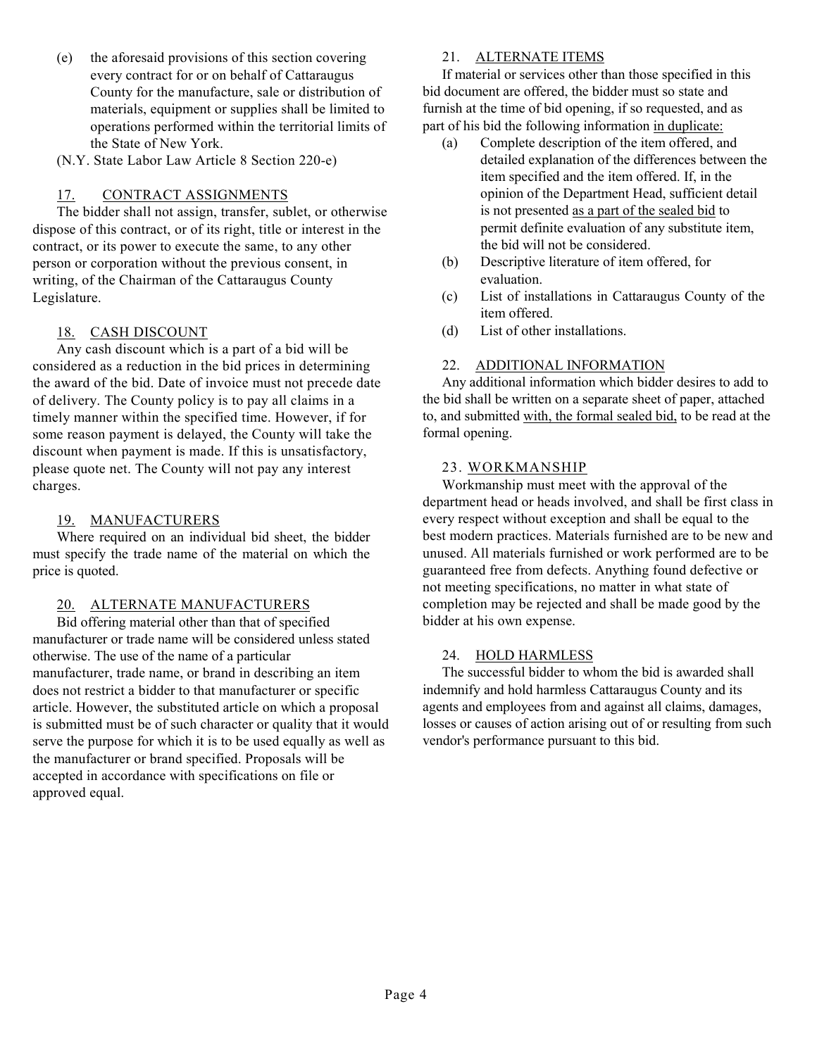(e) the aforesaid provisions of this section covering every contract for or on behalf of Cattaraugus County for the manufacture, sale or distribution of materials, equipment or supplies shall be limited to operations performed within the territorial limits of the State of New York.

(N.Y. State Labor Law Article 8 Section 220-e)

## 17. CONTRACT ASSIGNMENTS

The bidder shall not assign, transfer, sublet, or otherwise dispose of this contract, or of its right, title or interest in the contract, or its power to execute the same, to any other person or corporation without the previous consent, in writing, of the Chairman of the Cattaraugus County Legislature.

## 18. CASH DISCOUNT

Any cash discount which is a part of a bid will be considered as a reduction in the bid prices in determining the award of the bid. Date of invoice must not precede date of delivery. The County policy is to pay all claims in a timely manner within the specified time. However, if for some reason payment is delayed, the County will take the discount when payment is made. If this is unsatisfactory, please quote net. The County will not pay any interest charges.

## 19. MANUFACTURERS

Where required on an individual bid sheet, the bidder must specify the trade name of the material on which the price is quoted.

## 20. ALTERNATE MANUFACTURERS

Bid offering material other than that of specified manufacturer or trade name will be considered unless stated otherwise. The use of the name of a particular manufacturer, trade name, or brand in describing an item does not restrict a bidder to that manufacturer or specific article. However, the substituted article on which a proposal is submitted must be of such character or quality that it would serve the purpose for which it is to be used equally as well as the manufacturer or brand specified. Proposals will be accepted in accordance with specifications on file or approved equal.

## 21. ALTERNATE ITEMS

If material or services other than those specified in this bid document are offered, the bidder must so state and furnish at the time of bid opening, if so requested, and as part of his bid the following information in duplicate:

(a) Complete description of the item offered, and detailed explanation of the differences between the item specified and the item offered. If, in the opinion of the Department Head, sufficient detail is not presented as a part of the sealed bid to permit definite evaluation of any substitute item, the bid will not be considered.

(b) Descriptive literature of item offered, for evaluation.

(c) List of installations in Cattaraugus County of the item offered.

(d) List of other installations.

## 22. ADDITIONAL INFORMATION

Any additional information which bidder desires to add to the bid shall be written on a separate sheet of paper, attached to, and submitted with, the formal sealed bid, to be read at the formal opening.

## 23. WORKMANSHIP

Workmanship must meet with the approval of the department head or heads involved, and shall be first class in every respect without exception and shall be equal to the best modern practices. Materials furnished are to be new and unused. All materials furnished or work performed are to be guaranteed free from defects. Anything found defective or not meeting specifications, no matter in what state of completion may be rejected and shall be made good by the bidder at his own expense.

## 24. HOLD HARMLESS

The successful bidder to whom the bid is awarded shall indemnify and hold harmless Cattaraugus County and its agents and employees from and against all claims, damages, losses or causes of action arising out of or resulting from such vendor's performance pursuant to this bid.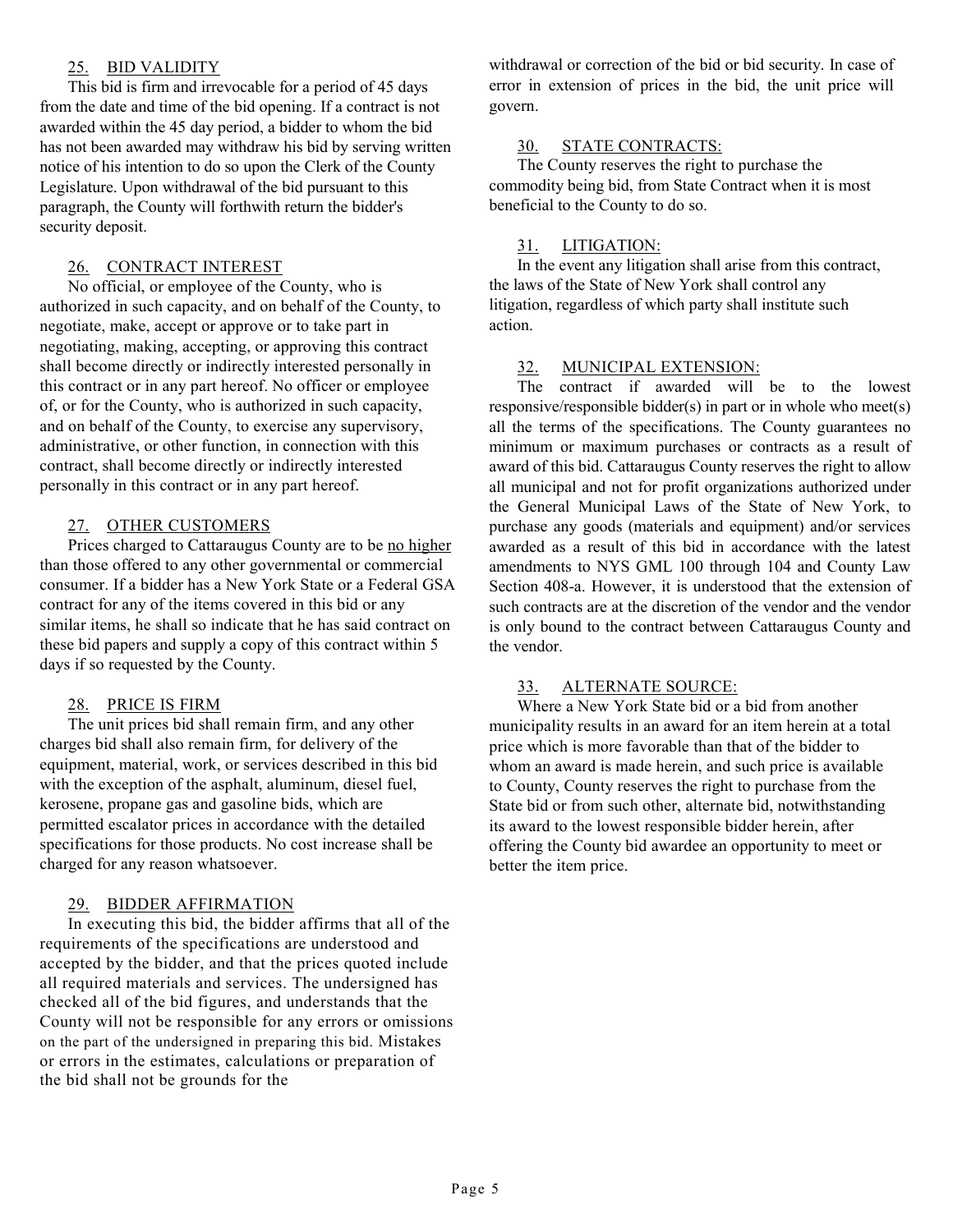## 25. BID VALIDITY

This bid is firm and irrevocable for a period of 45 days from the date and time of the bid opening. If a contract is not awarded within the 45 day period, a bidder to whom the bid has not been awarded may withdraw his bid by serving written notice of his intention to do so upon the Clerk of the County Legislature. Upon withdrawal of the bid pursuant to this paragraph, the County will forthwith return the bidder's security deposit.

## 26. CONTRACT INTEREST

No official, or employee of the County, who is authorized in such capacity, and on behalf of the County, to negotiate, make, accept or approve or to take part in negotiating, making, accepting, or approving this contract shall become directly or indirectly interested personally in this contract or in any part hereof. No officer or employee of, or for the County, who is authorized in such capacity, and on behalf of the County, to exercise any supervisory, administrative, or other function, in connection with this contract, shall become directly or indirectly interested personally in this contract or in any part hereof.

## 27. OTHER CUSTOMERS

Prices charged to Cattaraugus County are to be no higher than those offered to any other governmental or commercial consumer. If a bidder has a New York State or a Federal GSA contract for any of the items covered in this bid or any similar items, he shall so indicate that he has said contract on these bid papers and supply a copy of this contract within 5 days if so requested by the County.

## 28. PRICE IS FIRM

The unit prices bid shall remain firm, and any other charges bid shall also remain firm, for delivery of the equipment, material, work, or services described in this bid with the exception of the asphalt, aluminum, diesel fuel, kerosene, propane gas and gasoline bids, which are permitted escalator prices in accordance with the detailed specifications for those products. No cost increase shall be charged for any reason whatsoever.

## 29. BIDDER AFFIRMATION

In executing this bid, the bidder affirms that all of the requirements of the specifications are understood and accepted by the bidder, and that the prices quoted include all required materials and services. The undersigned has checked all of the bid figures, and understands that the County will not be responsible for any errors or omissions on the part of the undersigned in preparing this bid. Mistakes or errors in the estimates, calculations or preparation of the bid shall not be grounds for the withdrawal or correction of the bid or bid security. In case of error in extension of prices in the bid, the unit price will govern.

## 30. STATE CONTRACTS:

The County reserves the right to purchase the commodity being bid, from State Contract when it is most beneficial to the County to do so.

## 31. LITIGATION:

In the event any litigation shall arise from this contract, the laws of the State of New York shall control any litigation, regardless of which party shall institute such action.

## 32. MUNICIPAL EXTENSION:

The contract if awarded will be to the lowest responsive/responsible bidder(s) in part or in whole who meet(s) all the terms of the specifications. The County guarantees no minimum or maximum purchases or contracts as a result of award of this bid. Cattaraugus County reserves the right to allow all municipal and not for profit organizations authorized under the General Municipal Laws of the State of New York, to purchase any goods (materials and equipment) and/or services awarded as a result of this bid in accordance with the latest amendments to NYS GML 100 through 104 and County Law Section 408-a. However, it is understood that the extension of such contracts are at the discretion of the vendor and the vendor is only bound to the contract between Cattaraugus County and the vendor.

## 33. ALTERNATE SOURCE:

Where a New York State bid or a bid from another municipality results in an award for an item herein at a total price which is more favorable than that of the bidder to whom an award is made herein, and such price is available to County, County reserves the right to purchase from the State bid or from such other, alternate bid, notwithstanding its award to the lowest responsible bidder herein, after offering the County bid awardee an opportunity to meet or better the item price.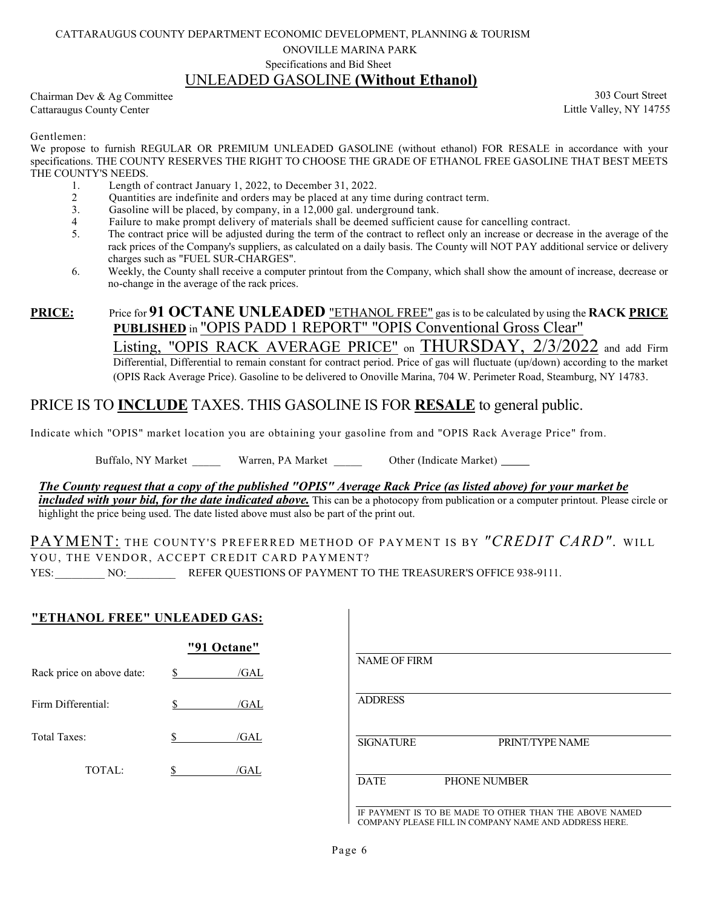CATTARAUGUS COUNTY DEPARTMENT ECONOMIC DEVELOPMENT, PLANNING & TOURISM

ONOVILLE MARINA PARK

Specifications and Bid Sheet

# UNLEADED GASOLINE **(Without Ethanol)**

Chairman Dev & Ag Committee
Cattaraugus County Center

303 Court Street
Little Valley, NY 14755

Gentlemen:

We propose to furnish REGULAR OR PREMIUM UNLEADED GASOLINE (without ethanol) FOR RESALE in accordance with your specifications. THE COUNTY RESERVES THE RIGHT TO CHOOSE THE GRADE OF ETHANOL FREE GASOLINE THAT BEST MEETS THE COUNTY'S NEEDS.

1. Length of contract January 1, 2022, to December 31, 2022.
2. Quantities are indefinite and orders may be placed at any time during contract term.
3. Gasoline will be placed, by company, in a 12,000 gal. underground tank.
4. Failure to make prompt delivery of materials shall be deemed sufficient cause for cancelling contract.
5. The contract price will be adjusted during the term of the contract to reflect only an increase or decrease in the average of the rack prices of the Company's suppliers, as calculated on a daily basis. The County will NOT PAY additional service or delivery charges such as "FUEL SUR-CHARGES".
6. Weekly, the County shall receive a computer printout from the Company, which shall show the amount of increase, decrease or no-change in the average of the rack prices.

**PRICE:** Price for **91 OCTANE UNLEADED** "ETHANOL FREE" gas is to be calculated by using the **RACK PRICE PUBLISHED** in "OPIS PADD 1 REPORT" "OPIS Conventional Gross Clear" Listing, "OPIS RACK AVERAGE PRICE" on THURSDAY, 2/3/2022 and add Firm Differential, Differential to remain constant for contract period. Price of gas will fluctuate (up/down) according to the market (OPIS Rack Average Price). Gasoline to be delivered to Onoville Marina, 704 W. Perimeter Road, Steamburg, NY 14783.

## PRICE IS TO **INCLUDE** TAXES. THIS GASOLINE IS FOR **RESALE** to general public.

Indicate which "OPIS" market location you are obtaining your gasoline from and "OPIS Rack Average Price" from.

Buffalo, NY Market _____ Warren, PA Market _____ Other (Indicate Market) _____

***The County request that a copy of the published "OPIS" Average Rack Price (as listed above) for your market be included with your bid, for the date indicated above.*** This can be a photocopy from publication or a computer printout. Please circle or highlight the price being used. The date listed above must also be part of the print out.

PAYMENT: THE COUNTY'S PREFERRED METHOD OF PAYMENT IS BY *"CREDIT CARD"*. WILL YOU, THE VENDOR, ACCEPT CREDIT CARD PAYMENT?

YES:_________ NO:_________ REFER QUESTIONS OF PAYMENT TO THE TREASURER'S OFFICE 938-9111.

**"ETHANOL FREE" UNLEADED GAS:**

| | **"91 Octane"** |
|---|---|
| Rack price on above date: | $ /GAL |
| Firm Differential: | $ /GAL |
| Total Taxes: | $ /GAL |
| TOTAL: | $ /GAL |

NAME OF FIRM ______________________

ADDRESS ______________________

SIGNATURE ______________ PRINT/TYPE NAME ______________

DATE ______________ PHONE NUMBER ______________

IF PAYMENT IS TO BE MADE TO OTHER THAN THE ABOVE NAMED COMPANY PLEASE FILL IN COMPANY NAME AND ADDRESS HERE.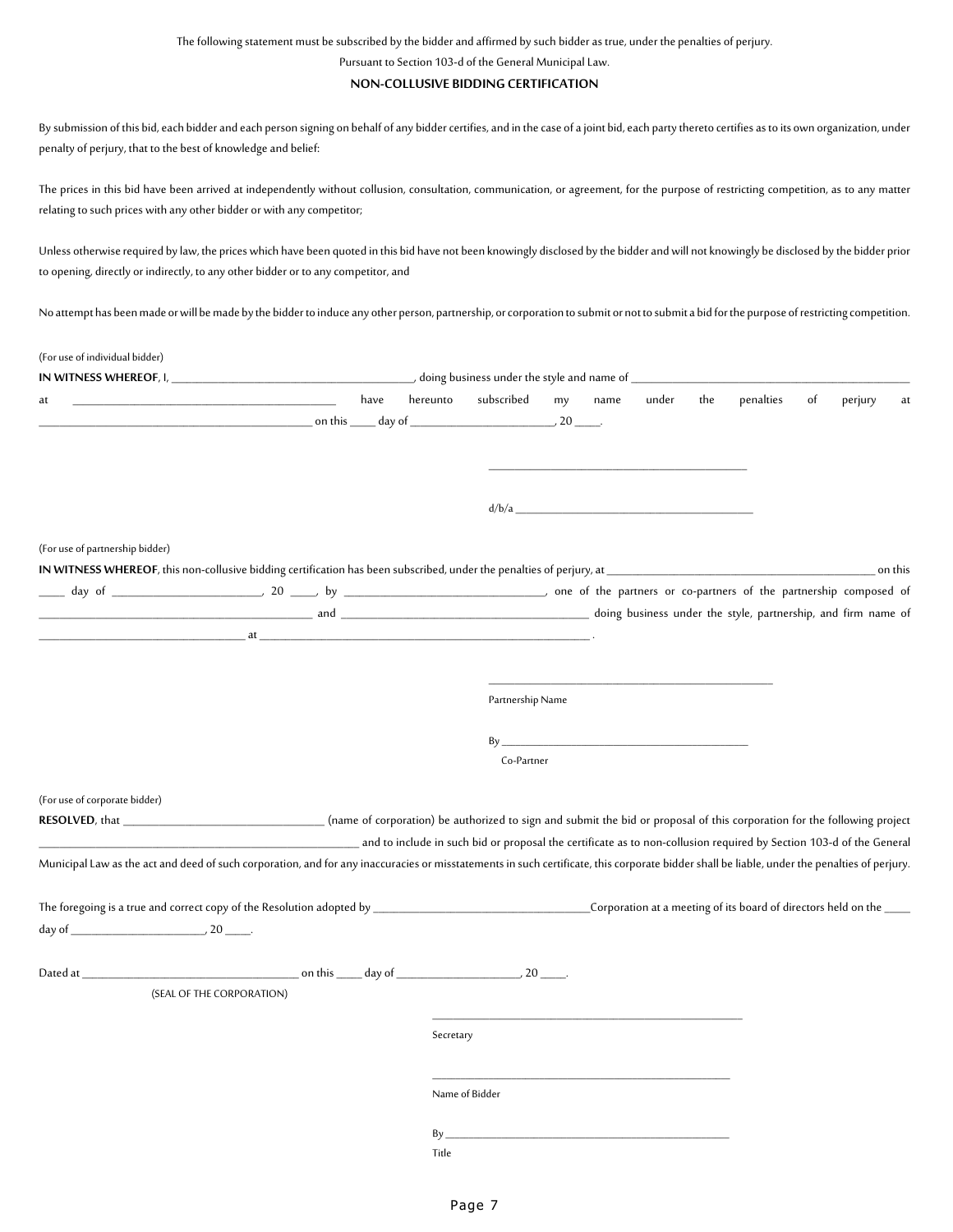The following statement must be subscribed by the bidder and affirmed by such bidder as true, under the penalties of perjury.

Pursuant to Section 103-d of the General Municipal Law.

## NON-COLLUSIVE BIDDING CERTIFICATION

By submission of this bid, each bidder and each person signing on behalf of any bidder certifies, and in the case of a joint bid, each party thereto certifies as to its own organization, under penalty of perjury, that to the best of knowledge and belief:

The prices in this bid have been arrived at independently without collusion, consultation, communication, or agreement, for the purpose of restricting competition, as to any matter relating to such prices with any other bidder or with any competitor;

Unless otherwise required by law, the prices which have been quoted in this bid have not been knowingly disclosed by the bidder and will not knowingly be disclosed by the bidder prior to opening, directly or indirectly, to any other bidder or to any competitor, and

No attempt has been made or will be made by the bidder to induce any other person, partnership, or corporation to submit or not to submit a bid for the purpose of restricting competition.

(For use of individual bidder)

**IN WITNESS WHEREOF**, I, ________________________________________, doing business under the style and name of ________________________________________ at ________________________________________ have hereunto subscribed my name under the penalties of perjury at ________________________________________ on this ____ day of ______________________, 20 ____.

________________________________________

d/b/a ________________________________________

(For use of partnership bidder)

**IN WITNESS WHEREOF**, this non-collusive bidding certification has been subscribed, under the penalties of perjury, at ________________________________________ on this ____ day of ______________________, 20 ____, by ______________________________, one of the partners or co-partners of the partnership composed of ________________________________________ and ________________________________________ doing business under the style, partnership, and firm name of ________________________________ at ________________________________________ .

________________________________________

Partnership Name

By ________________________________________

Co-Partner

(For use of corporate bidder)

**RESOLVED**, that ______________________________ (name of corporation) be authorized to sign and submit the bid or proposal of this corporation for the following project ________________________________________ and to include in such bid or proposal the certificate as to non-collusion required by Section 103-d of the General Municipal Law as the act and deed of such corporation, and for any inaccuracies or misstatements in such certificate, this corporate bidder shall be liable, under the penalties of perjury.

The foregoing is a true and correct copy of the Resolution adopted by ________________________________Corporation at a meeting of its board of directors held on the ____ day of ______________________, 20 ____.

Dated at ________________________________ on this ____ day of ____________________, 20 ____.

(SEAL OF THE CORPORATION)

________________________________________

Secretary

________________________________________

Name of Bidder

By ________________________________________

Title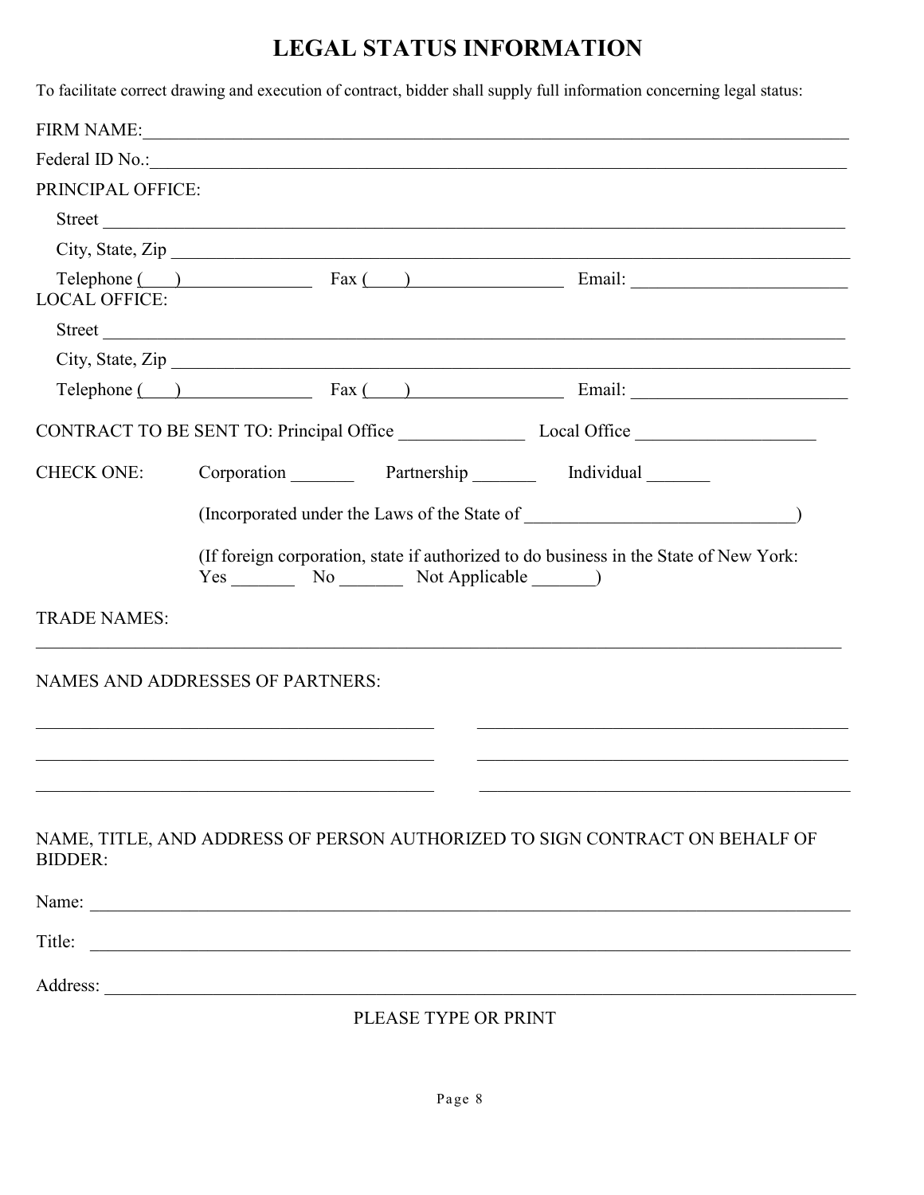# LEGAL STATUS INFORMATION

To facilitate correct drawing and execution of contract, bidder shall supply full information concerning legal status:

FIRM NAME:_______________________________________________________________________________

Federal ID No.:_____________________________________________________________________________

PRINCIPAL OFFICE:

Street ____________________________________________________________________________________

City, State, Zip _____________________________________________________________________________

Telephone (\_\_\_) \_\_\_\_\_\_\_\_\_\_\_\_\_\_ Fax (\_\_\_\_) \_\_\_\_\_\_\_\_\_\_\_\_\_\_\_\_ Email: \_\_\_\_\_\_\_\_\_\_\_\_\_\_\_\_\_\_\_\_\_\_\_\_

LOCAL OFFICE:

Street ____________________________________________________________________________________

City, State, Zip _____________________________________________________________________________

Telephone (\_\_\_) \_\_\_\_\_\_\_\_\_\_\_\_\_\_ Fax (\_\_\_\_) \_\_\_\_\_\_\_\_\_\_\_\_\_\_\_\_ Email: \_\_\_\_\_\_\_\_\_\_\_\_\_\_\_\_\_\_\_\_\_\_\_\_

CONTRACT TO BE SENT TO: Principal Office ______________ Local Office ____________________

CHECK ONE: Corporation _______ Partnership _______ Individual _______

(Incorporated under the Laws of the State of _____________________________)

(If foreign corporation, state if authorized to do business in the State of New York: Yes _______ No _______ Not Applicable _______)

TRADE NAMES:

___________________________________________________________________________________________

NAMES AND ADDRESSES OF PARTNERS:

_____________________________________________ _____________________________________________

_____________________________________________ _____________________________________________

_____________________________________________ _____________________________________________

NAME, TITLE, AND ADDRESS OF PERSON AUTHORIZED TO SIGN CONTRACT ON BEHALF OF BIDDER:

Name: _____________________________________________________________________________________

Title: ______________________________________________________________________________________

Address: ___________________________________________________________________________________

PLEASE TYPE OR PRINT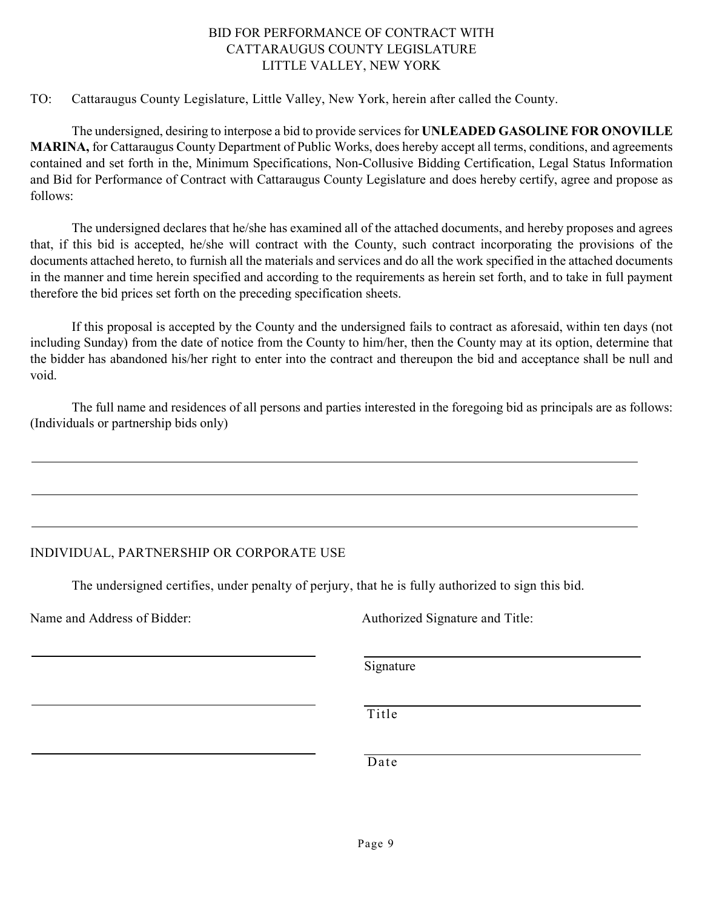# BID FOR PERFORMANCE OF CONTRACT WITH CATTARAUGUS COUNTY LEGISLATURE LITTLE VALLEY, NEW YORK

TO: Cattaraugus County Legislature, Little Valley, New York, herein after called the County.

The undersigned, desiring to interpose a bid to provide services for **UNLEADED GASOLINE FOR ONOVILLE MARINA,** for Cattaraugus County Department of Public Works, does hereby accept all terms, conditions, and agreements contained and set forth in the, Minimum Specifications, Non-Collusive Bidding Certification, Legal Status Information and Bid for Performance of Contract with Cattaraugus County Legislature and does hereby certify, agree and propose as follows:

The undersigned declares that he/she has examined all of the attached documents, and hereby proposes and agrees that, if this bid is accepted, he/she will contract with the County, such contract incorporating the provisions of the documents attached hereto, to furnish all the materials and services and do all the work specified in the attached documents in the manner and time herein specified and according to the requirements as herein set forth, and to take in full payment therefore the bid prices set forth on the preceding specification sheets.

If this proposal is accepted by the County and the undersigned fails to contract as aforesaid, within ten days (not including Sunday) from the date of notice from the County to him/her, then the County may at its option, determine that the bidder has abandoned his/her right to enter into the contract and thereupon the bid and acceptance shall be null and void.

The full name and residences of all persons and parties interested in the foregoing bid as principals are as follows: (Individuals or partnership bids only)

\_\_\_\_\_\_\_\_\_\_\_\_\_\_\_\_\_\_\_\_\_\_\_\_\_\_\_\_\_\_\_\_\_\_\_\_\_\_\_\_\_\_\_\_\_\_\_\_\_\_\_\_\_\_\_\_\_\_\_\_\_\_\_\_\_\_\_\_\_\_

\_\_\_\_\_\_\_\_\_\_\_\_\_\_\_\_\_\_\_\_\_\_\_\_\_\_\_\_\_\_\_\_\_\_\_\_\_\_\_\_\_\_\_\_\_\_\_\_\_\_\_\_\_\_\_\_\_\_\_\_\_\_\_\_\_\_\_\_\_\_

\_\_\_\_\_\_\_\_\_\_\_\_\_\_\_\_\_\_\_\_\_\_\_\_\_\_\_\_\_\_\_\_\_\_\_\_\_\_\_\_\_\_\_\_\_\_\_\_\_\_\_\_\_\_\_\_\_\_\_\_\_\_\_\_\_\_\_\_\_\_

INDIVIDUAL, PARTNERSHIP OR CORPORATE USE

The undersigned certifies, under penalty of perjury, that he is fully authorized to sign this bid.

| Name and Address of Bidder: | Authorized Signature and Title: |
|---|---|
| \_\_\_\_\_\_\_\_\_\_\_\_\_\_\_\_\_\_\_\_\_\_\_\_\_\_\_\_ | \_\_\_\_\_\_\_\_\_\_\_\_\_\_\_\_\_\_\_\_\_\_\_\_\_\_\_\_ Signature |
| \_\_\_\_\_\_\_\_\_\_\_\_\_\_\_\_\_\_\_\_\_\_\_\_\_\_\_\_ | \_\_\_\_\_\_\_\_\_\_\_\_\_\_\_\_\_\_\_\_\_\_\_\_\_\_\_\_ Title |
| \_\_\_\_\_\_\_\_\_\_\_\_\_\_\_\_\_\_\_\_\_\_\_\_\_\_\_\_ | \_\_\_\_\_\_\_\_\_\_\_\_\_\_\_\_\_\_\_\_\_\_\_\_\_\_\_\_ Date |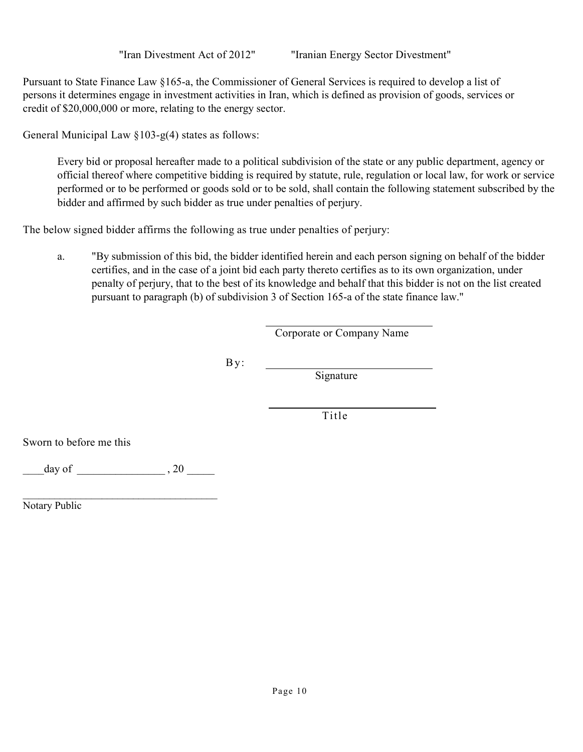"Iran Divestment Act of 2012"     "Iranian Energy Sector Divestment"

Pursuant to State Finance Law §165-a, the Commissioner of General Services is required to develop a list of persons it determines engage in investment activities in Iran, which is defined as provision of goods, services or credit of $20,000,000 or more, relating to the energy sector.

General Municipal Law §103-g(4) states as follows:

> Every bid or proposal hereafter made to a political subdivision of the state or any public department, agency or official thereof where competitive bidding is required by statute, rule, regulation or local law, for work or service performed or to be performed or goods sold or to be sold, shall contain the following statement subscribed by the bidder and affirmed by such bidder as true under penalties of perjury.

The below signed bidder affirms the following as true under penalties of perjury:

a. "By submission of this bid, the bidder identified herein and each person signing on behalf of the bidder certifies, and in the case of a joint bid each party thereto certifies as to its own organization, under penalty of perjury, that to the best of its knowledge and behalf that this bidder is not on the list created pursuant to paragraph (b) of subdivision 3 of Section 165-a of the state finance law."

\_\_\_\_\_\_\_\_\_\_\_\_\_\_\_\_\_\_\_\_\_\_\_\_\_\_\_\_\_\_
Corporate or Company Name

By: \_\_\_\_\_\_\_\_\_\_\_\_\_\_\_\_\_\_\_\_\_\_\_\_\_\_\_\_\_\_
Signature

\_\_\_\_\_\_\_\_\_\_\_\_\_\_\_\_\_\_\_\_\_\_\_\_\_\_\_\_\_\_
Title

Sworn to before me this

\_\_\_\_day of \_\_\_\_\_\_\_\_\_\_\_\_\_\_\_\_ , 20 \_\_\_\_\_

\_\_\_\_\_\_\_\_\_\_\_\_\_\_\_\_\_\_\_\_\_\_\_\_\_\_\_\_\_\_\_\_\_\_\_\_
Notary Public